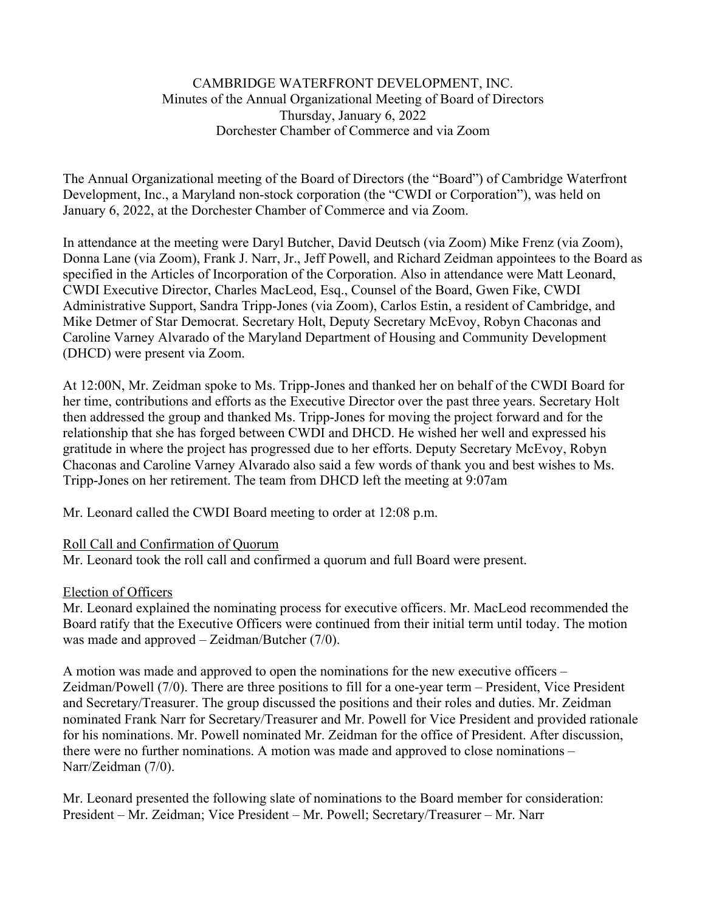CAMBRIDGE WATERFRONT DEVELOPMENT, INC.
Minutes of the Annual Organizational Meeting of Board of Directors
Thursday, January 6, 2022
Dorchester Chamber of Commerce and via Zoom

The Annual Organizational meeting of the Board of Directors (the "Board") of Cambridge Waterfront Development, Inc., a Maryland non-stock corporation (the "CWDI or Corporation"), was held on January 6, 2022, at the Dorchester Chamber of Commerce and via Zoom.

In attendance at the meeting were Daryl Butcher, David Deutsch (via Zoom) Mike Frenz (via Zoom), Donna Lane (via Zoom), Frank J. Narr, Jr., Jeff Powell, and Richard Zeidman appointees to the Board as specified in the Articles of Incorporation of the Corporation. Also in attendance were Matt Leonard, CWDI Executive Director, Charles MacLeod, Esq., Counsel of the Board, Gwen Fike, CWDI Administrative Support, Sandra Tripp-Jones (via Zoom), Carlos Estin, a resident of Cambridge, and Mike Detmer of Star Democrat. Secretary Holt, Deputy Secretary McEvoy, Robyn Chaconas and Caroline Varney Alvarado of the Maryland Department of Housing and Community Development (DHCD) were present via Zoom.

At 12:00N, Mr. Zeidman spoke to Ms. Tripp-Jones and thanked her on behalf of the CWDI Board for her time, contributions and efforts as the Executive Director over the past three years. Secretary Holt then addressed the group and thanked Ms. Tripp-Jones for moving the project forward and for the relationship that she has forged between CWDI and DHCD. He wished her well and expressed his gratitude in where the project has progressed due to her efforts. Deputy Secretary McEvoy, Robyn Chaconas and Caroline Varney Alvarado also said a few words of thank you and best wishes to Ms. Tripp-Jones on her retirement. The team from DHCD left the meeting at 9:07am

Mr. Leonard called the CWDI Board meeting to order at 12:08 p.m.

Roll Call and Confirmation of Quorum

Mr. Leonard took the roll call and confirmed a quorum and full Board were present.

Election of Officers

Mr. Leonard explained the nominating process for executive officers. Mr. MacLeod recommended the Board ratify that the Executive Officers were continued from their initial term until today. The motion was made and approved – Zeidman/Butcher (7/0).

A motion was made and approved to open the nominations for the new executive officers – Zeidman/Powell (7/0). There are three positions to fill for a one-year term – President, Vice President and Secretary/Treasurer. The group discussed the positions and their roles and duties. Mr. Zeidman nominated Frank Narr for Secretary/Treasurer and Mr. Powell for Vice President and provided rationale for his nominations. Mr. Powell nominated Mr. Zeidman for the office of President. After discussion, there were no further nominations. A motion was made and approved to close nominations – Narr/Zeidman (7/0).

Mr. Leonard presented the following slate of nominations to the Board member for consideration: President – Mr. Zeidman; Vice President – Mr. Powell; Secretary/Treasurer – Mr. Narr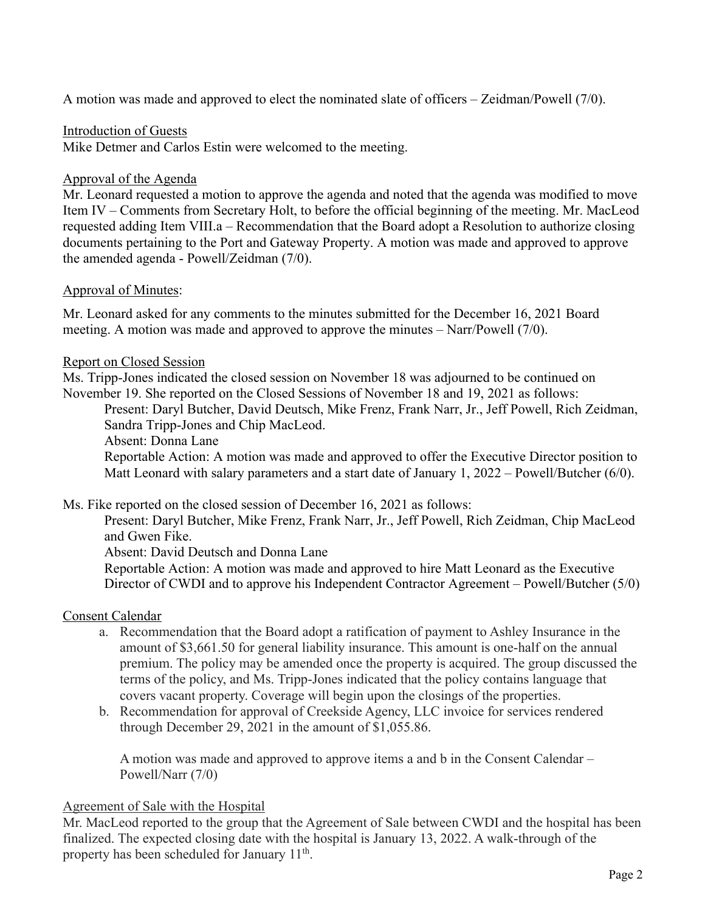A motion was made and approved to elect the nominated slate of officers – Zeidman/Powell (7/0).

Introduction of Guests

Mike Detmer and Carlos Estin were welcomed to the meeting.

Approval of the Agenda

Mr. Leonard requested a motion to approve the agenda and noted that the agenda was modified to move Item IV – Comments from Secretary Holt, to before the official beginning of the meeting. Mr. MacLeod requested adding Item VIII.a – Recommendation that the Board adopt a Resolution to authorize closing documents pertaining to the Port and Gateway Property. A motion was made and approved to approve the amended agenda - Powell/Zeidman (7/0).

Approval of Minutes:

Mr. Leonard asked for any comments to the minutes submitted for the December 16, 2021 Board meeting. A motion was made and approved to approve the minutes – Narr/Powell (7/0).

Report on Closed Session

Ms. Tripp-Jones indicated the closed session on November 18 was adjourned to be continued on November 19. She reported on the Closed Sessions of November 18 and 19, 2021 as follows:

> Present: Daryl Butcher, David Deutsch, Mike Frenz, Frank Narr, Jr., Jeff Powell, Rich Zeidman, Sandra Tripp-Jones and Chip MacLeod.
> Absent: Donna Lane
> Reportable Action: A motion was made and approved to offer the Executive Director position to Matt Leonard with salary parameters and a start date of January 1, 2022 – Powell/Butcher (6/0).

Ms. Fike reported on the closed session of December 16, 2021 as follows:

> Present: Daryl Butcher, Mike Frenz, Frank Narr, Jr., Jeff Powell, Rich Zeidman, Chip MacLeod and Gwen Fike.
> Absent: David Deutsch and Donna Lane
> Reportable Action: A motion was made and approved to hire Matt Leonard as the Executive Director of CWDI and to approve his Independent Contractor Agreement – Powell/Butcher (5/0)

Consent Calendar

a. Recommendation that the Board adopt a ratification of payment to Ashley Insurance in the amount of $3,661.50 for general liability insurance. This amount is one-half on the annual premium. The policy may be amended once the property is acquired. The group discussed the terms of the policy, and Ms. Tripp-Jones indicated that the policy contains language that covers vacant property. Coverage will begin upon the closings of the properties.
b. Recommendation for approval of Creekside Agency, LLC invoice for services rendered through December 29, 2021 in the amount of $1,055.86.

   A motion was made and approved to approve items a and b in the Consent Calendar – Powell/Narr (7/0)

Agreement of Sale with the Hospital

Mr. MacLeod reported to the group that the Agreement of Sale between CWDI and the hospital has been finalized. The expected closing date with the hospital is January 13, 2022. A walk-through of the property has been scheduled for January 11th.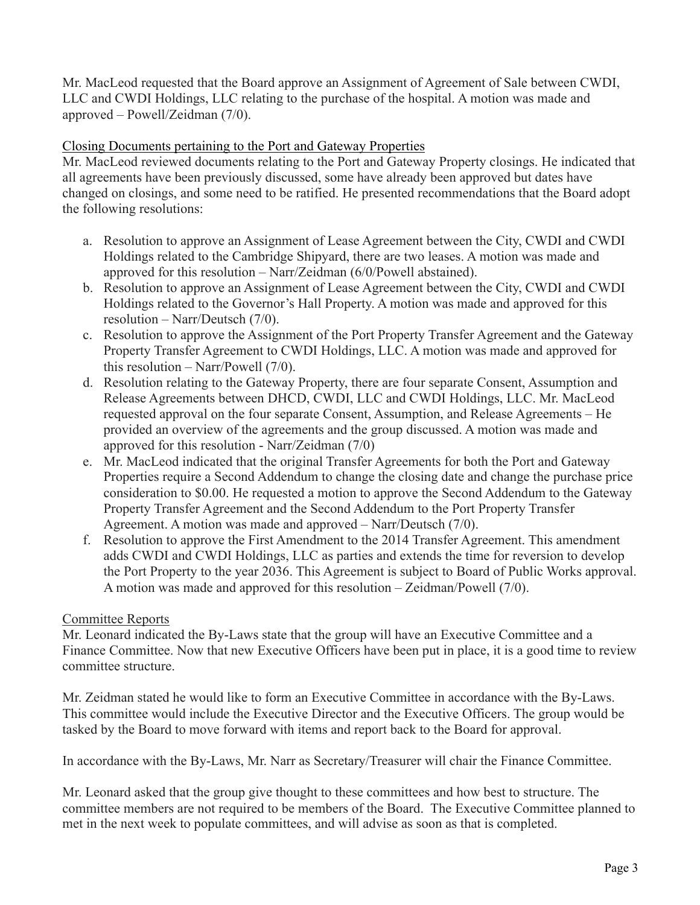Mr. MacLeod requested that the Board approve an Assignment of Agreement of Sale between CWDI, LLC and CWDI Holdings, LLC relating to the purchase of the hospital. A motion was made and approved – Powell/Zeidman (7/0).

Closing Documents pertaining to the Port and Gateway Properties

Mr. MacLeod reviewed documents relating to the Port and Gateway Property closings. He indicated that all agreements have been previously discussed, some have already been approved but dates have changed on closings, and some need to be ratified. He presented recommendations that the Board adopt the following resolutions:

a. Resolution to approve an Assignment of Lease Agreement between the City, CWDI and CWDI Holdings related to the Cambridge Shipyard, there are two leases. A motion was made and approved for this resolution – Narr/Zeidman (6/0/Powell abstained).
b. Resolution to approve an Assignment of Lease Agreement between the City, CWDI and CWDI Holdings related to the Governor's Hall Property. A motion was made and approved for this resolution – Narr/Deutsch (7/0).
c. Resolution to approve the Assignment of the Port Property Transfer Agreement and the Gateway Property Transfer Agreement to CWDI Holdings, LLC. A motion was made and approved for this resolution – Narr/Powell (7/0).
d. Resolution relating to the Gateway Property, there are four separate Consent, Assumption and Release Agreements between DHCD, CWDI, LLC and CWDI Holdings, LLC. Mr. MacLeod requested approval on the four separate Consent, Assumption, and Release Agreements – He provided an overview of the agreements and the group discussed. A motion was made and approved for this resolution - Narr/Zeidman (7/0)
e. Mr. MacLeod indicated that the original Transfer Agreements for both the Port and Gateway Properties require a Second Addendum to change the closing date and change the purchase price consideration to $0.00. He requested a motion to approve the Second Addendum to the Gateway Property Transfer Agreement and the Second Addendum to the Port Property Transfer Agreement. A motion was made and approved – Narr/Deutsch (7/0).
f. Resolution to approve the First Amendment to the 2014 Transfer Agreement. This amendment adds CWDI and CWDI Holdings, LLC as parties and extends the time for reversion to develop the Port Property to the year 2036. This Agreement is subject to Board of Public Works approval. A motion was made and approved for this resolution – Zeidman/Powell (7/0).

Committee Reports

Mr. Leonard indicated the By-Laws state that the group will have an Executive Committee and a Finance Committee. Now that new Executive Officers have been put in place, it is a good time to review committee structure.

Mr. Zeidman stated he would like to form an Executive Committee in accordance with the By-Laws. This committee would include the Executive Director and the Executive Officers. The group would be tasked by the Board to move forward with items and report back to the Board for approval.

In accordance with the By-Laws, Mr. Narr as Secretary/Treasurer will chair the Finance Committee.

Mr. Leonard asked that the group give thought to these committees and how best to structure. The committee members are not required to be members of the Board. The Executive Committee planned to met in the next week to populate committees, and will advise as soon as that is completed.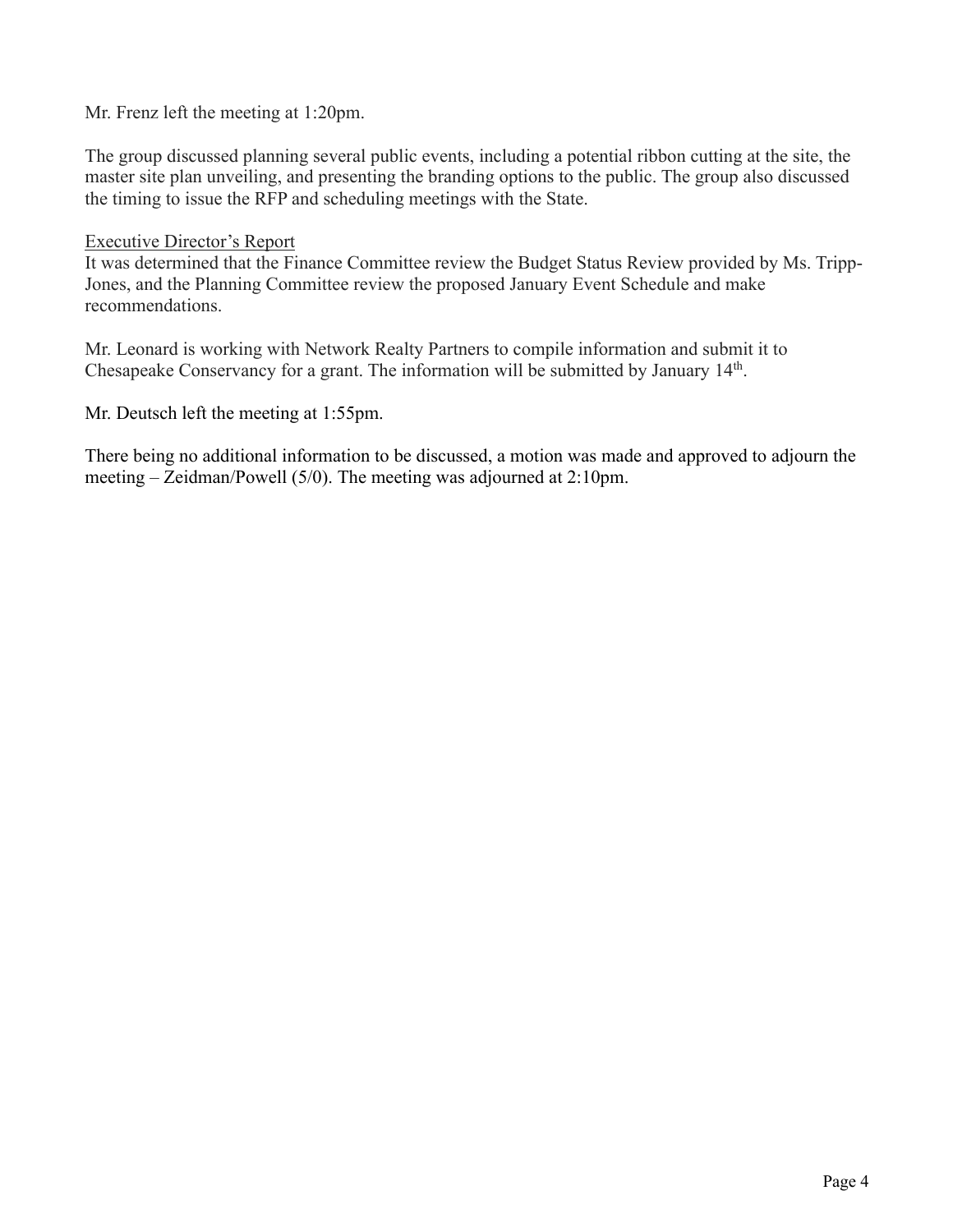Mr. Frenz left the meeting at 1:20pm.

The group discussed planning several public events, including a potential ribbon cutting at the site, the master site plan unveiling, and presenting the branding options to the public. The group also discussed the timing to issue the RFP and scheduling meetings with the State.

Executive Director's Report

It was determined that the Finance Committee review the Budget Status Review provided by Ms. Tripp-Jones, and the Planning Committee review the proposed January Event Schedule and make recommendations.

Mr. Leonard is working with Network Realty Partners to compile information and submit it to Chesapeake Conservancy for a grant. The information will be submitted by January 14th.

Mr. Deutsch left the meeting at 1:55pm.

There being no additional information to be discussed, a motion was made and approved to adjourn the meeting – Zeidman/Powell (5/0). The meeting was adjourned at 2:10pm.